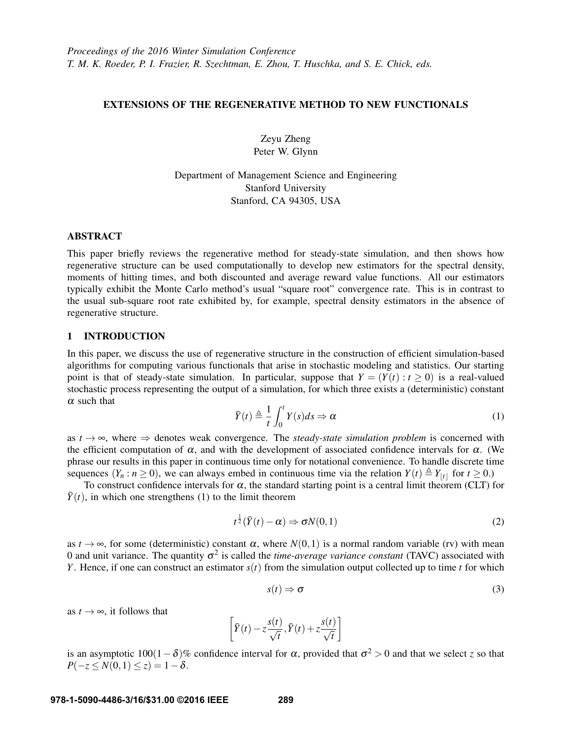*Proceedings of the 2016 Winter Simulation Conference*
*T. M. K. Roeder, P. I. Frazier, R. Szechtman, E. Zhou, T. Huschka, and S. E. Chick, eds.*

# EXTENSIONS OF THE REGENERATIVE METHOD TO NEW FUNCTIONALS

Zeyu Zheng
Peter W. Glynn

Department of Management Science and Engineering
Stanford University
Stanford, CA 94305, USA

## ABSTRACT

This paper briefly reviews the regenerative method for steady-state simulation, and then shows how regenerative structure can be used computationally to develop new estimators for the spectral density, moments of hitting times, and both discounted and average reward value functions. All our estimators typically exhibit the Monte Carlo method's usual "square root" convergence rate. This is in contrast to the usual sub-square root rate exhibited by, for example, spectral density estimators in the absence of regenerative structure.

## 1 INTRODUCTION

In this paper, we discuss the use of regenerative structure in the construction of efficient simulation-based algorithms for computing various functionals that arise in stochastic modeling and statistics. Our starting point is that of steady-state simulation. In particular, suppose that $Y = (Y(t) : t \geq 0)$ is a real-valued stochastic process representing the output of a simulation, for which three exists a (deterministic) constant $\alpha$ such that

$$\bar{Y}(t) \triangleq \frac{1}{t}\int_0^t Y(s)ds \Rightarrow \alpha \tag{1}$$

as $t \to \infty$, where $\Rightarrow$ denotes weak convergence. The *steady-state simulation problem* is concerned with the efficient computation of $\alpha$, and with the development of associated confidence intervals for $\alpha$. (We phrase our results in this paper in continuous time only for notational convenience. To handle discrete time sequences $(Y_n : n \geq 0)$, we can always embed in continuous time via the relation $Y(t) \triangleq Y_{\lfloor t \rfloor}$ for $t \geq 0$.)

To construct confidence intervals for $\alpha$, the standard starting point is a central limit theorem (CLT) for $\bar{Y}(t)$, in which one strengthens (1) to the limit theorem

$$t^{\frac{1}{2}}(\bar{Y}(t) - \alpha) \Rightarrow \sigma N(0,1) \tag{2}$$

as $t \to \infty$, for some (deterministic) constant $\alpha$, where $N(0,1)$ is a normal random variable (rv) with mean 0 and unit variance. The quantity $\sigma^2$ is called the *time-average variance constant* (TAVC) associated with $Y$. Hence, if one can construct an estimator $s(t)$ from the simulation output collected up to time $t$ for which

$$s(t) \Rightarrow \sigma \tag{3}$$

as $t \to \infty$, it follows that

$$\left[\bar{Y}(t) - z\frac{s(t)}{\sqrt{t}}, \bar{Y}(t) + z\frac{s(t)}{\sqrt{t}}\right]$$

is an asymptotic $100(1-\delta)\%$ confidence interval for $\alpha$, provided that $\sigma^2 > 0$ and that we select $z$ so that $P(-z \leq N(0,1) \leq z) = 1 - \delta$.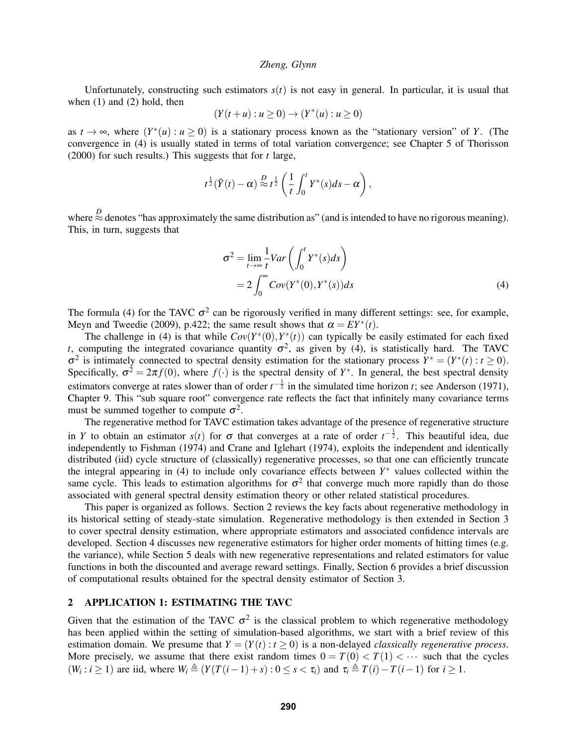Unfortunately, constructing such estimators $s(t)$ is not easy in general. In particular, it is usual that when (1) and (2) hold, then

$$(Y(t+u) : u \geq 0) \to (Y^*(u) : u \geq 0)$$

as $t \to \infty$, where $(Y^*(u) : u \geq 0)$ is a stationary process known as the "stationary version" of $Y$. (The convergence in (4) is usually stated in terms of total variation convergence; see Chapter 5 of Thorisson (2000) for such results.) This suggests that for $t$ large,

$$t^{\frac{1}{2}}(\bar{Y}(t) - \alpha) \stackrel{D}{\approx} t^{\frac{1}{2}} \left( \frac{1}{t} \int_0^t Y^*(s)ds - \alpha \right),$$

where $\stackrel{D}{\approx}$ denotes "has approximately the same distribution as" (and is intended to have no rigorous meaning). This, in turn, suggests that

$$\begin{aligned} \sigma^2 &= \lim_{t \to \infty} \frac{1}{t} Var \left( \int_0^t Y^*(s)ds \right) \\ &= 2 \int_0^\infty Cov(Y^*(0), Y^*(s))ds \end{aligned} \tag{4}$$

The formula (4) for the TAVC $\sigma^2$ can be rigorously verified in many different settings: see, for example, Meyn and Tweedie (2009), p.422; the same result shows that $\alpha = EY^*(t)$.

The challenge in (4) is that while $Cov(Y^*(0), Y^*(t))$ can typically be easily estimated for each fixed $t$, computing the integrated covariance quantity $\sigma^2$, as given by (4), is statistically hard. The TAVC $\sigma^2$ is intimately connected to spectral density estimation for the stationary process $Y^* = (Y^*(t) : t \geq 0)$. Specifically, $\sigma^2 = 2\pi f(0)$, where $f(\cdot)$ is the spectral density of $Y^*$. In general, the best spectral density estimators converge at rates slower than of order $t^{-\frac{1}{2}}$ in the simulated time horizon $t$; see Anderson (1971), Chapter 9. This "sub square root" convergence rate reflects the fact that infinitely many covariance terms must be summed together to compute $\sigma^2$.

The regenerative method for TAVC estimation takes advantage of the presence of regenerative structure in $Y$ to obtain an estimator $s(t)$ for $\sigma$ that converges at a rate of order $t^{-\frac{1}{2}}$. This beautiful idea, due independently to Fishman (1974) and Crane and Iglehart (1974), exploits the independent and identically distributed (iid) cycle structure of (classically) regenerative processes, so that one can efficiently truncate the integral appearing in (4) to include only covariance effects between $Y^*$ values collected within the same cycle. This leads to estimation algorithms for $\sigma^2$ that converge much more rapidly than do those associated with general spectral density estimation theory or other related statistical procedures.

This paper is organized as follows. Section 2 reviews the key facts about regenerative methodology in its historical setting of steady-state simulation. Regenerative methodology is then extended in Section 3 to cover spectral density estimation, where appropriate estimators and associated confidence intervals are developed. Section 4 discusses new regenerative estimators for higher order moments of hitting times (e.g. the variance), while Section 5 deals with new regenerative representations and related estimators for value functions in both the discounted and average reward settings. Finally, Section 6 provides a brief discussion of computational results obtained for the spectral density estimator of Section 3.

## 2 APPLICATION 1: ESTIMATING THE TAVC

Given that the estimation of the TAVC $\sigma^2$ is the classical problem to which regenerative methodology has been applied within the setting of simulation-based algorithms, we start with a brief review of this estimation domain. We presume that $Y = (Y(t) : t \geq 0)$ is a non-delayed *classically regenerative process*. More precisely, we assume that there exist random times $0 = T(0) < T(1) < \cdots$ such that the cycles $(W_i : i \geq 1)$ are iid, where $W_i \triangleq (Y(T(i-1)+s) : 0 \leq s < \tau_i)$ and $\tau_i \triangleq T(i) - T(i-1)$ for $i \geq 1$.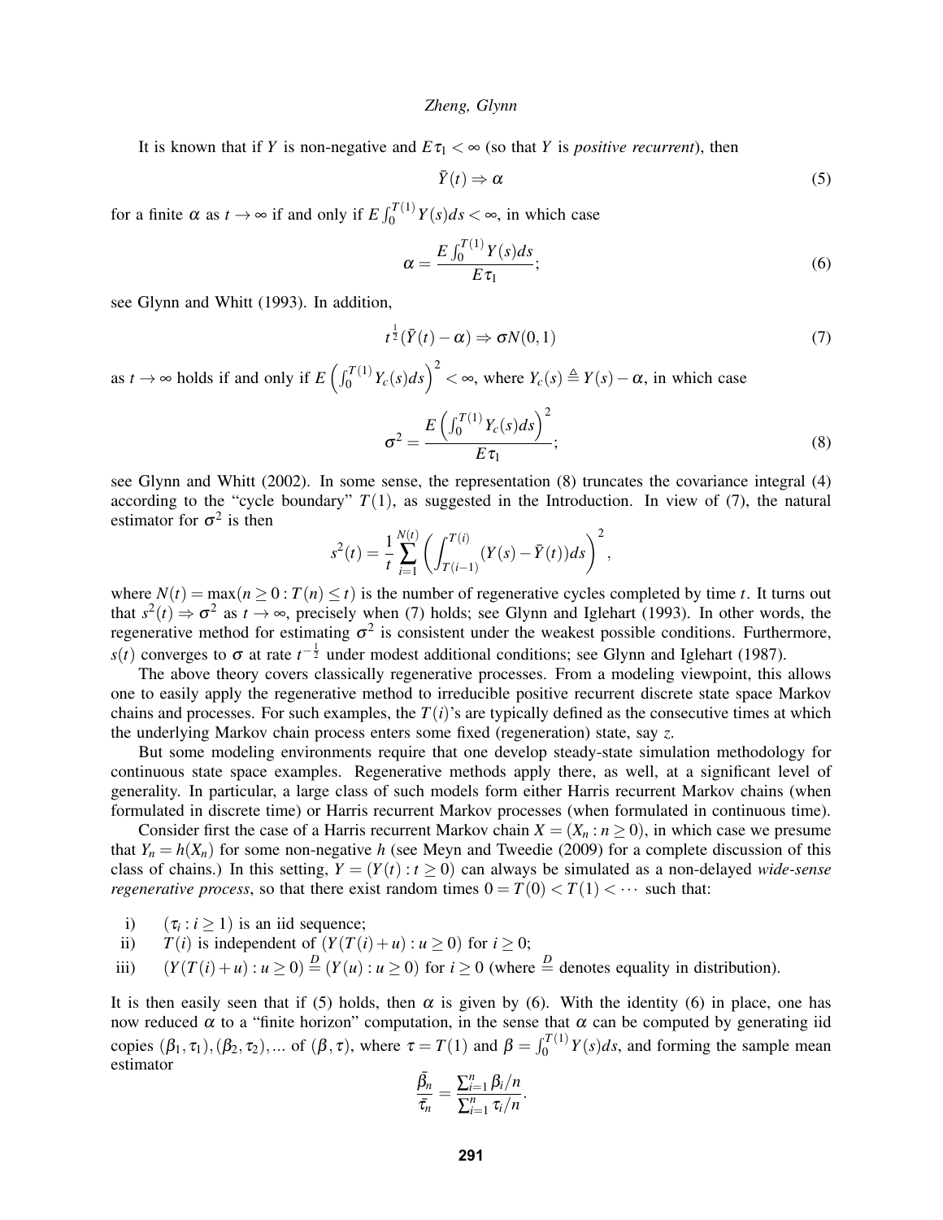It is known that if $Y$ is non-negative and $E\tau_1 < \infty$ (so that $Y$ is *positive recurrent*), then

$$\bar{Y}(t) \Rightarrow \alpha \tag{5}$$

for a finite $\alpha$ as $t \to \infty$ if and only if $E\int_0^{T(1)} Y(s)ds < \infty$, in which case

$$\alpha = \frac{E\int_0^{T(1)} Y(s)ds}{E\tau_1}; \tag{6}$$

see Glynn and Whitt (1993). In addition,

$$t^{\frac{1}{2}}(\bar{Y}(t) - \alpha) \Rightarrow \sigma N(0,1) \tag{7}$$

as $t \to \infty$ holds if and only if $E\left(\int_0^{T(1)} Y_c(s)ds\right)^2 < \infty$, where $Y_c(s) \triangleq Y(s) - \alpha$, in which case

$$\sigma^2 = \frac{E\left(\int_0^{T(1)} Y_c(s)ds\right)^2}{E\tau_1}; \tag{8}$$

see Glynn and Whitt (2002). In some sense, the representation (8) truncates the covariance integral (4) according to the "cycle boundary" $T(1)$, as suggested in the Introduction. In view of (7), the natural estimator for $\sigma^2$ is then

$$s^2(t) = \frac{1}{t}\sum_{i=1}^{N(t)}\left(\int_{T(i-1)}^{T(i)}(Y(s) - \bar{Y}(t))ds\right)^2,$$

where $N(t) = \max(n \geq 0 : T(n) \leq t)$ is the number of regenerative cycles completed by time $t$. It turns out that $s^2(t) \Rightarrow \sigma^2$ as $t \to \infty$, precisely when (7) holds; see Glynn and Iglehart (1993). In other words, the regenerative method for estimating $\sigma^2$ is consistent under the weakest possible conditions. Furthermore, $s(t)$ converges to $\sigma$ at rate $t^{-\frac{1}{2}}$ under modest additional conditions; see Glynn and Iglehart (1987).

The above theory covers classically regenerative processes. From a modeling viewpoint, this allows one to easily apply the regenerative method to irreducible positive recurrent discrete state space Markov chains and processes. For such examples, the $T(i)$'s are typically defined as the consecutive times at which the underlying Markov chain process enters some fixed (regeneration) state, say $z$.

But some modeling environments require that one develop steady-state simulation methodology for continuous state space examples. Regenerative methods apply there, as well, at a significant level of generality. In particular, a large class of such models form either Harris recurrent Markov chains (when formulated in discrete time) or Harris recurrent Markov processes (when formulated in continuous time).

Consider first the case of a Harris recurrent Markov chain $X = (X_n : n \geq 0)$, in which case we presume that $Y_n = h(X_n)$ for some non-negative $h$ (see Meyn and Tweedie (2009) for a complete discussion of this class of chains.) In this setting, $Y = (Y(t) : t \geq 0)$ can always be simulated as a non-delayed *wide-sense regenerative process*, so that there exist random times $0 = T(0) < T(1) < \cdots$ such that:

i) $(\tau_i : i \geq 1)$ is an iid sequence;
ii) $T(i)$ is independent of $(Y(T(i)+u) : u \geq 0)$ for $i \geq 0$;
iii) $(Y(T(i)+u) : u \geq 0) \overset{D}{=} (Y(u) : u \geq 0)$ for $i \geq 0$ (where $\overset{D}{=}$ denotes equality in distribution).

It is then easily seen that if (5) holds, then $\alpha$ is given by (6). With the identity (6) in place, one has now reduced $\alpha$ to a "finite horizon" computation, in the sense that $\alpha$ can be computed by generating iid copies $(\beta_1, \tau_1), (\beta_2, \tau_2), \ldots$ of $(\beta, \tau)$, where $\tau = T(1)$ and $\beta = \int_0^{T(1)} Y(s)ds$, and forming the sample mean estimator

$$\frac{\bar{\beta}_n}{\bar{\tau}_n} = \frac{\sum_{i=1}^n \beta_i/n}{\sum_{i=1}^n \tau_i/n}.$$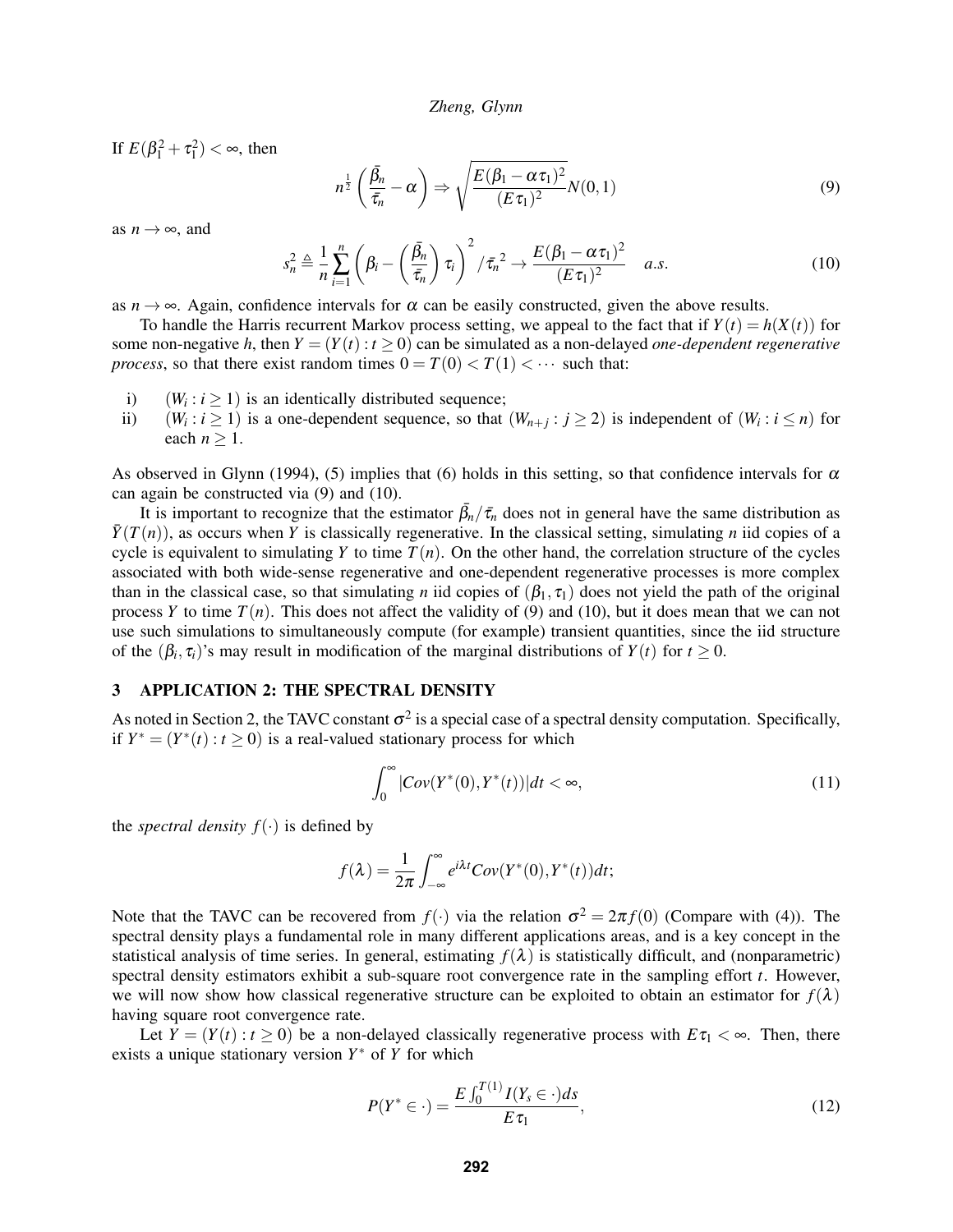If $E(\beta_1^2 + \tau_1^2) < \infty$, then

$$n^{\frac{1}{2}} \left( \frac{\bar{\beta}_n}{\bar{\tau}_n} - \alpha \right) \Rightarrow \sqrt{\frac{E(\beta_1 - \alpha\tau_1)^2}{(E\tau_1)^2}} N(0,1) \tag{9}$$

as $n \to \infty$, and

$$s_n^2 \triangleq \frac{1}{n} \sum_{i=1}^{n} \left( \beta_i - \left( \frac{\bar{\beta}_n}{\bar{\tau}_n} \right) \tau_i \right)^2 / \bar{\tau}_n{}^2 \to \frac{E(\beta_1 - \alpha\tau_1)^2}{(E\tau_1)^2} \quad a.s. \tag{10}$$

as $n \to \infty$. Again, confidence intervals for $\alpha$ can be easily constructed, given the above results.

To handle the Harris recurrent Markov process setting, we appeal to the fact that if $Y(t) = h(X(t))$ for some non-negative $h$, then $Y = (Y(t) : t \geq 0)$ can be simulated as a non-delayed *one-dependent regenerative process*, so that there exist random times $0 = T(0) < T(1) < \cdots$ such that:

i) $(W_i : i \geq 1)$ is an identically distributed sequence;
ii) $(W_i : i \geq 1)$ is a one-dependent sequence, so that $(W_{n+j} : j \geq 2)$ is independent of $(W_i : i \leq n)$ for each $n \geq 1$.

As observed in Glynn (1994), (5) implies that (6) holds in this setting, so that confidence intervals for $\alpha$ can again be constructed via (9) and (10).

It is important to recognize that the estimator $\bar{\beta}_n/\bar{\tau}_n$ does not in general have the same distribution as $\bar{Y}(T(n))$, as occurs when $Y$ is classically regenerative. In the classical setting, simulating $n$ iid copies of a cycle is equivalent to simulating $Y$ to time $T(n)$. On the other hand, the correlation structure of the cycles associated with both wide-sense regenerative and one-dependent regenerative processes is more complex than in the classical case, so that simulating $n$ iid copies of $(\beta_1, \tau_1)$ does not yield the path of the original process $Y$ to time $T(n)$. This does not affect the validity of (9) and (10), but it does mean that we can not use such simulations to simultaneously compute (for example) transient quantities, since the iid structure of the $(\beta_i, \tau_i)$'s may result in modification of the marginal distributions of $Y(t)$ for $t \geq 0$.

## 3 APPLICATION 2: THE SPECTRAL DENSITY

As noted in Section 2, the TAVC constant $\sigma^2$ is a special case of a spectral density computation. Specifically, if $Y^* = (Y^*(t) : t \geq 0)$ is a real-valued stationary process for which

$$\int_0^\infty |Cov(Y^*(0), Y^*(t))| dt < \infty, \tag{11}$$

the *spectral density* $f(\cdot)$ is defined by

$$f(\lambda) = \frac{1}{2\pi} \int_{-\infty}^{\infty} e^{i\lambda t} Cov(Y^*(0), Y^*(t)) dt;$$

Note that the TAVC can be recovered from $f(\cdot)$ via the relation $\sigma^2 = 2\pi f(0)$ (Compare with (4)). The spectral density plays a fundamental role in many different applications areas, and is a key concept in the statistical analysis of time series. In general, estimating $f(\lambda)$ is statistically difficult, and (nonparametric) spectral density estimators exhibit a sub-square root convergence rate in the sampling effort $t$. However, we will now show how classical regenerative structure can be exploited to obtain an estimator for $f(\lambda)$ having square root convergence rate.

Let $Y = (Y(t) : t \geq 0)$ be a non-delayed classically regenerative process with $E\tau_1 < \infty$. Then, there exists a unique stationary version $Y^*$ of $Y$ for which

$$P(Y^* \in \cdot) = \frac{E \int_0^{T(1)} I(Y_s \in \cdot) ds}{E\tau_1}, \tag{12}$$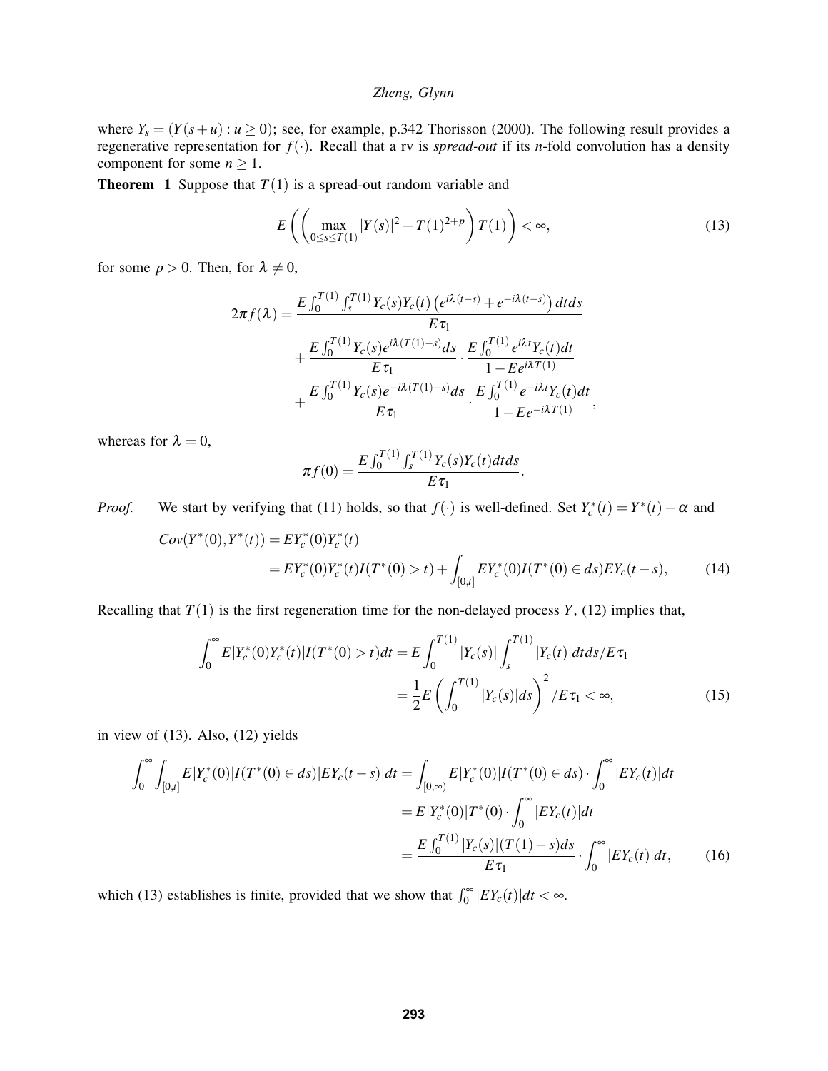where $Y_s = (Y(s+u) : u \geq 0)$; see, for example, p.342 Thorisson (2000). The following result provides a regenerative representation for $f(\cdot)$. Recall that a rv is *spread-out* if its $n$-fold convolution has a density component for some $n \geq 1$.

**Theorem 1** Suppose that $T(1)$ is a spread-out random variable and

$$E\left(\left(\max_{0\leq s\leq T(1)} |Y(s)|^2 + T(1)^{2+p}\right) T(1)\right) < \infty, \tag{13}$$

for some $p > 0$. Then, for $\lambda \neq 0$,

$$\begin{aligned}
2\pi f(\lambda) = & \frac{E\int_0^{T(1)}\int_s^{T(1)} Y_c(s)Y_c(t)\left(e^{i\lambda(t-s)} + e^{-i\lambda(t-s)}\right)dtds}{E\tau_1} \\
& + \frac{E\int_0^{T(1)} Y_c(s)e^{i\lambda(T(1)-s)}ds}{E\tau_1} \cdot \frac{E\int_0^{T(1)} e^{i\lambda t}Y_c(t)dt}{1 - Ee^{i\lambda T(1)}} \\
& + \frac{E\int_0^{T(1)} Y_c(s)e^{-i\lambda(T(1)-s)}ds}{E\tau_1} \cdot \frac{E\int_0^{T(1)} e^{-i\lambda t}Y_c(t)dt}{1 - Ee^{-i\lambda T(1)}},
\end{aligned}$$

whereas for $\lambda = 0$,

$$\pi f(0) = \frac{E\int_0^{T(1)}\int_s^{T(1)} Y_c(s)Y_c(t)dtds}{E\tau_1}.$$

*Proof.* We start by verifying that (11) holds, so that $f(\cdot)$ is well-defined. Set $Y_c^*(t) = Y^*(t) - \alpha$ and

$$\begin{aligned}
Cov(Y^*(0), Y^*(t)) &= EY_c^*(0)Y_c^*(t) \\
&= EY_c^*(0)Y_c^*(t)I(T^*(0) > t) + \int_{[0,t]} EY_c^*(0)I(T^*(0) \in ds)EY_c(t-s),
\end{aligned} \tag{14}$$

Recalling that $T(1)$ is the first regeneration time for the non-delayed process $Y$, (12) implies that,

$$\begin{aligned}
\int_0^\infty E|Y_c^*(0)Y_c^*(t)|I(T^*(0) > t)dt &= E\int_0^{T(1)} |Y_c(s)| \int_s^{T(1)} |Y_c(t)|dtds / E\tau_1 \\
&= \frac{1}{2}E\left(\int_0^{T(1)} |Y_c(s)|ds\right)^2 / E\tau_1 < \infty,
\end{aligned} \tag{15}$$

in view of (13). Also, (12) yields

$$\begin{aligned}
\int_0^\infty \int_{[0,t]} E|Y_c^*(0)|I(T^*(0) \in ds)|EY_c(t-s)|dt &= \int_{[0,\infty)} E|Y_c^*(0)|I(T^*(0) \in ds) \cdot \int_0^\infty |EY_c(t)|dt \\
&= E|Y_c^*(0)|T^*(0) \cdot \int_0^\infty |EY_c(t)|dt \\
&= \frac{E\int_0^{T(1)} |Y_c(s)|(T(1)-s)ds}{E\tau_1} \cdot \int_0^\infty |EY_c(t)|dt,
\end{aligned} \tag{16}$$

which (13) establishes is finite, provided that we show that $\int_0^\infty |EY_c(t)|dt < \infty$.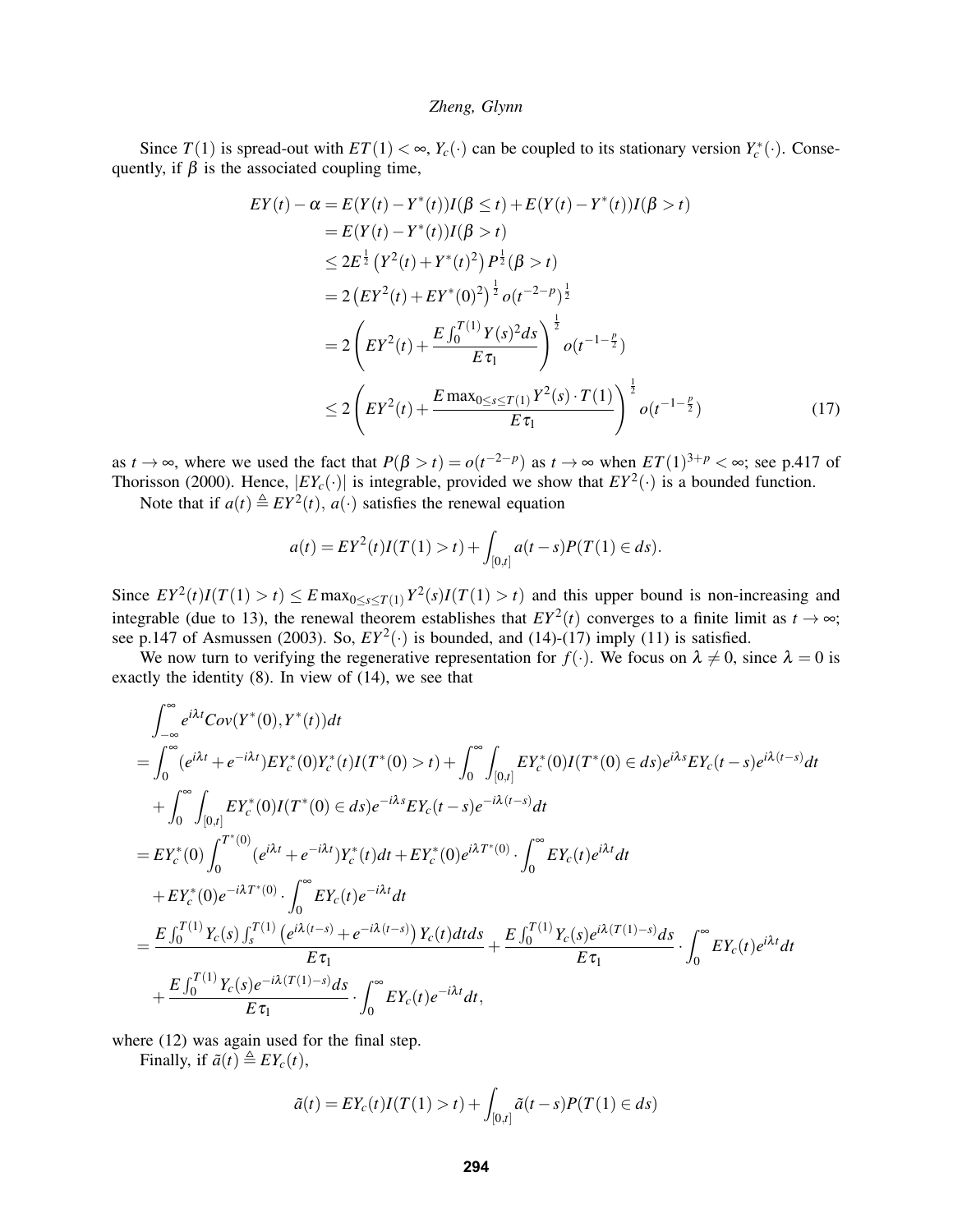Since $T(1)$ is spread-out with $ET(1) < \infty$, $Y_c(\cdot)$ can be coupled to its stationary version $Y_c^*(\cdot)$. Consequently, if $\beta$ is the associated coupling time,

$$
\begin{aligned}
EY(t) - \alpha &= E(Y(t) - Y^*(t))I(\beta \leq t) + E(Y(t) - Y^*(t))I(\beta > t) \\
&= E(Y(t) - Y^*(t))I(\beta > t) \\
&\leq 2E^{\frac{1}{2}}\left(Y^2(t) + Y^*(t)^2\right)P^{\frac{1}{2}}(\beta > t) \\
&= 2\left(EY^2(t) + EY^*(0)^2\right)^{\frac{1}{2}} o(t^{-2-p})^{\frac{1}{2}} \\
&= 2\left(EY^2(t) + \frac{E\int_0^{T(1)} Y(s)^2 ds}{E\tau_1}\right)^{\frac{1}{2}} o(t^{-1-\frac{p}{2}}) \\
&\leq 2\left(EY^2(t) + \frac{E\max_{0\leq s\leq T(1)} Y^2(s)\cdot T(1)}{E\tau_1}\right)^{\frac{1}{2}} o(t^{-1-\frac{p}{2}}) \qquad (17)
\end{aligned}
$$

as $t \to \infty$, where we used the fact that $P(\beta > t) = o(t^{-2-p})$ as $t \to \infty$ when $ET(1)^{3+p} < \infty$; see p.417 of Thorisson (2000). Hence, $|EY_c(\cdot)|$ is integrable, provided we show that $EY^2(\cdot)$ is a bounded function.

Note that if $a(t) \triangleq EY^2(t)$, $a(\cdot)$ satisfies the renewal equation

$$
a(t) = EY^2(t)I(T(1) > t) + \int_{[0,t]} a(t-s)P(T(1) \in ds).
$$

Since $EY^2(t)I(T(1) > t) \leq E\max_{0\leq s\leq T(1)} Y^2(s)I(T(1) > t)$ and this upper bound is non-increasing and integrable (due to 13), the renewal theorem establishes that $EY^2(t)$ converges to a finite limit as $t \to \infty$; see p.147 of Asmussen (2003). So, $EY^2(\cdot)$ is bounded, and (14)-(17) imply (11) is satisfied.

We now turn to verifying the regenerative representation for $f(\cdot)$. We focus on $\lambda \neq 0$, since $\lambda = 0$ is exactly the identity (8). In view of (14), we see that

$$
\begin{aligned}
&\int_{-\infty}^{\infty} e^{i\lambda t} Cov(Y^*(0), Y^*(t))dt \\
&= \int_0^{\infty} (e^{i\lambda t} + e^{-i\lambda t})EY_c^*(0)Y_c^*(t)I(T^*(0) > t) + \int_0^{\infty}\int_{[0,t]} EY_c^*(0)I(T^*(0) \in ds)e^{i\lambda s}EY_c(t-s)e^{i\lambda(t-s)}dt \\
&\quad + \int_0^{\infty}\int_{[0,t]} EY_c^*(0)I(T^*(0) \in ds)e^{-i\lambda s}EY_c(t-s)e^{-i\lambda(t-s)}dt \\
&= EY_c^*(0)\int_0^{T^*(0)} (e^{i\lambda t} + e^{-i\lambda t})Y_c^*(t)dt + EY_c^*(0)e^{i\lambda T^*(0)}\cdot\int_0^{\infty} EY_c(t)e^{i\lambda t}dt \\
&\quad + EY_c^*(0)e^{-i\lambda T^*(0)}\cdot\int_0^{\infty} EY_c(t)e^{-i\lambda t}dt \\
&= \frac{E\int_0^{T(1)} Y_c(s)\int_s^{T(1)}\left(e^{i\lambda(t-s)} + e^{-i\lambda(t-s)}\right)Y_c(t)dtds}{E\tau_1} + \frac{E\int_0^{T(1)} Y_c(s)e^{i\lambda(T(1)-s)}ds}{E\tau_1}\cdot\int_0^{\infty} EY_c(t)e^{i\lambda t}dt \\
&\quad + \frac{E\int_0^{T(1)} Y_c(s)e^{-i\lambda(T(1)-s)}ds}{E\tau_1}\cdot\int_0^{\infty} EY_c(t)e^{-i\lambda t}dt,
\end{aligned}
$$

where (12) was again used for the final step.

Finally, if $\tilde{a}(t) \triangleq EY_c(t)$,

$$
\tilde{a}(t) = EY_c(t)I(T(1) > t) + \int_{[0,t]} \tilde{a}(t-s)P(T(1) \in ds)
$$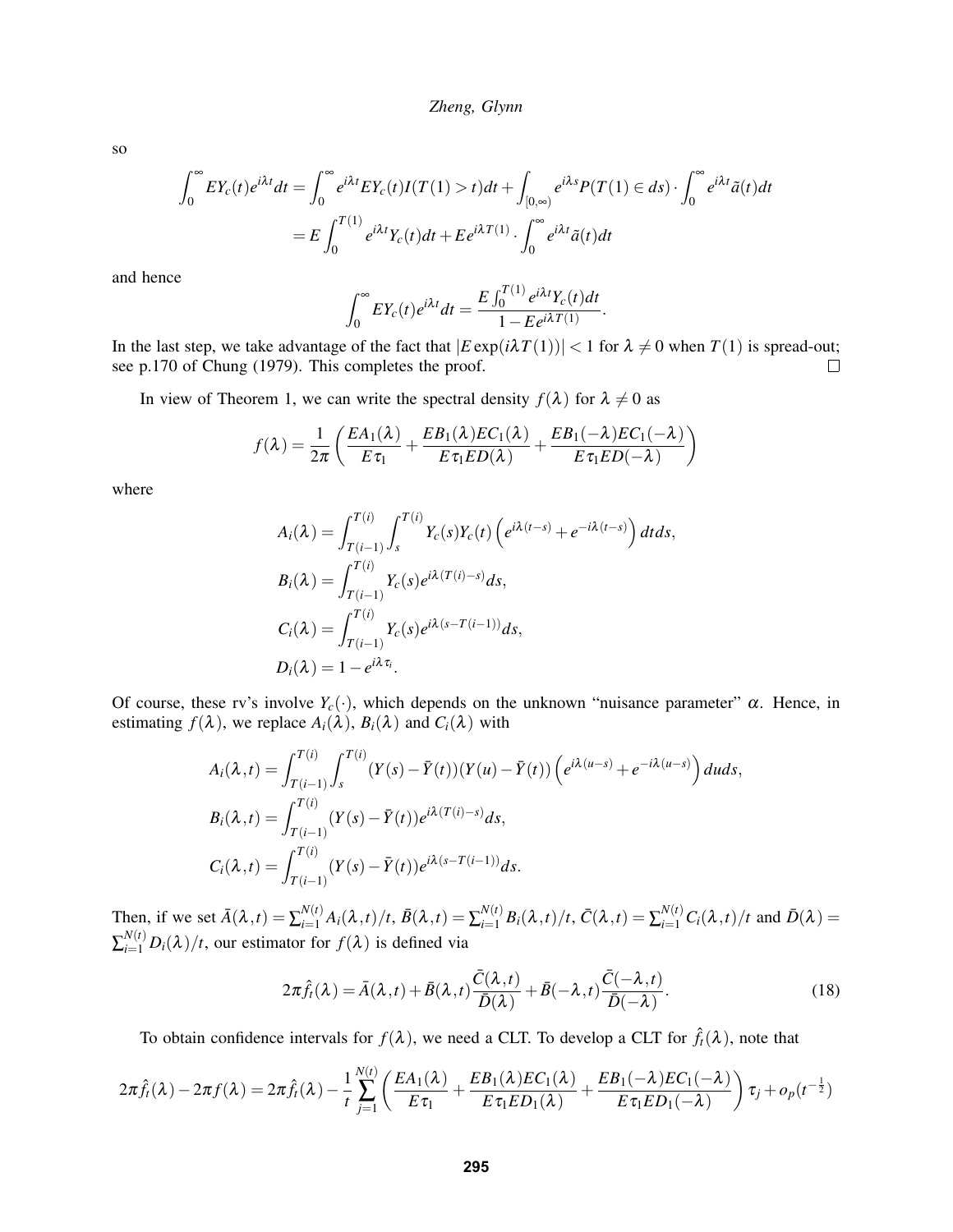so

$$\int_0^\infty EY_c(t)e^{i\lambda t}dt = \int_0^\infty e^{i\lambda t}EY_c(t)I(T(1)>t)dt + \int_{[0,\infty)} e^{i\lambda s}P(T(1)\in ds)\cdot \int_0^\infty e^{i\lambda t}\tilde{a}(t)dt$$
$$= E\int_0^{T(1)} e^{i\lambda t}Y_c(t)dt + Ee^{i\lambda T(1)}\cdot \int_0^\infty e^{i\lambda t}\tilde{a}(t)dt$$

and hence

$$\int_0^\infty EY_c(t)e^{i\lambda t}dt = \frac{E\int_0^{T(1)} e^{i\lambda t}Y_c(t)dt}{1-Ee^{i\lambda T(1)}}.$$

In the last step, we take advantage of the fact that $|E\exp(i\lambda T(1))|<1$ for $\lambda\neq 0$ when $T(1)$ is spread-out; see p.170 of Chung (1979). This completes the proof. □

In view of Theorem 1, we can write the spectral density $f(\lambda)$ for $\lambda \neq 0$ as

$$f(\lambda) = \frac{1}{2\pi}\left(\frac{EA_1(\lambda)}{E\tau_1} + \frac{EB_1(\lambda)EC_1(\lambda)}{E\tau_1 ED(\lambda)} + \frac{EB_1(-\lambda)EC_1(-\lambda)}{E\tau_1 ED(-\lambda)}\right)$$

where

$$A_i(\lambda) = \int_{T(i-1)}^{T(i)}\int_s^{T(i)} Y_c(s)Y_c(t)\left(e^{i\lambda(t-s)}+e^{-i\lambda(t-s)}\right)dtds,$$
$$B_i(\lambda) = \int_{T(i-1)}^{T(i)} Y_c(s)e^{i\lambda(T(i)-s)}ds,$$
$$C_i(\lambda) = \int_{T(i-1)}^{T(i)} Y_c(s)e^{i\lambda(s-T(i-1))}ds,$$
$$D_i(\lambda) = 1-e^{i\lambda\tau_i}.$$

Of course, these rv's involve $Y_c(\cdot)$, which depends on the unknown "nuisance parameter" $\alpha$. Hence, in estimating $f(\lambda)$, we replace $A_i(\lambda)$, $B_i(\lambda)$ and $C_i(\lambda)$ with

$$A_i(\lambda,t) = \int_{T(i-1)}^{T(i)}\int_s^{T(i)} (Y(s)-\bar{Y}(t))(Y(u)-\bar{Y}(t))\left(e^{i\lambda(u-s)}+e^{-i\lambda(u-s)}\right)duds,$$
$$B_i(\lambda,t) = \int_{T(i-1)}^{T(i)} (Y(s)-\bar{Y}(t))e^{i\lambda(T(i)-s)}ds,$$
$$C_i(\lambda,t) = \int_{T(i-1)}^{T(i)} (Y(s)-\bar{Y}(t))e^{i\lambda(s-T(i-1))}ds.$$

Then, if we set $\bar{A}(\lambda,t)=\sum_{i=1}^{N(t)}A_i(\lambda,t)/t$, $\bar{B}(\lambda,t)=\sum_{i=1}^{N(t)}B_i(\lambda,t)/t$, $\bar{C}(\lambda,t)=\sum_{i=1}^{N(t)}C_i(\lambda,t)/t$ and $\bar{D}(\lambda)=\sum_{i=1}^{N(t)}D_i(\lambda)/t$, our estimator for $f(\lambda)$ is defined via

$$2\pi\hat{f}_t(\lambda) = \bar{A}(\lambda,t)+\bar{B}(\lambda,t)\frac{\bar{C}(\lambda,t)}{\bar{D}(\lambda)}+\bar{B}(-\lambda,t)\frac{\bar{C}(-\lambda,t)}{\bar{D}(-\lambda)}. \tag{18}$$

To obtain confidence intervals for $f(\lambda)$, we need a CLT. To develop a CLT for $\hat{f}_t(\lambda)$, note that

$$2\pi\hat{f}_t(\lambda)-2\pi f(\lambda) = 2\pi\hat{f}_t(\lambda) - \frac{1}{t}\sum_{j=1}^{N(t)}\left(\frac{EA_1(\lambda)}{E\tau_1}+\frac{EB_1(\lambda)EC_1(\lambda)}{E\tau_1 ED_1(\lambda)}+\frac{EB_1(-\lambda)EC_1(-\lambda)}{E\tau_1 ED_1(-\lambda)}\right)\tau_j + o_p(t^{-\frac{1}{2}})$$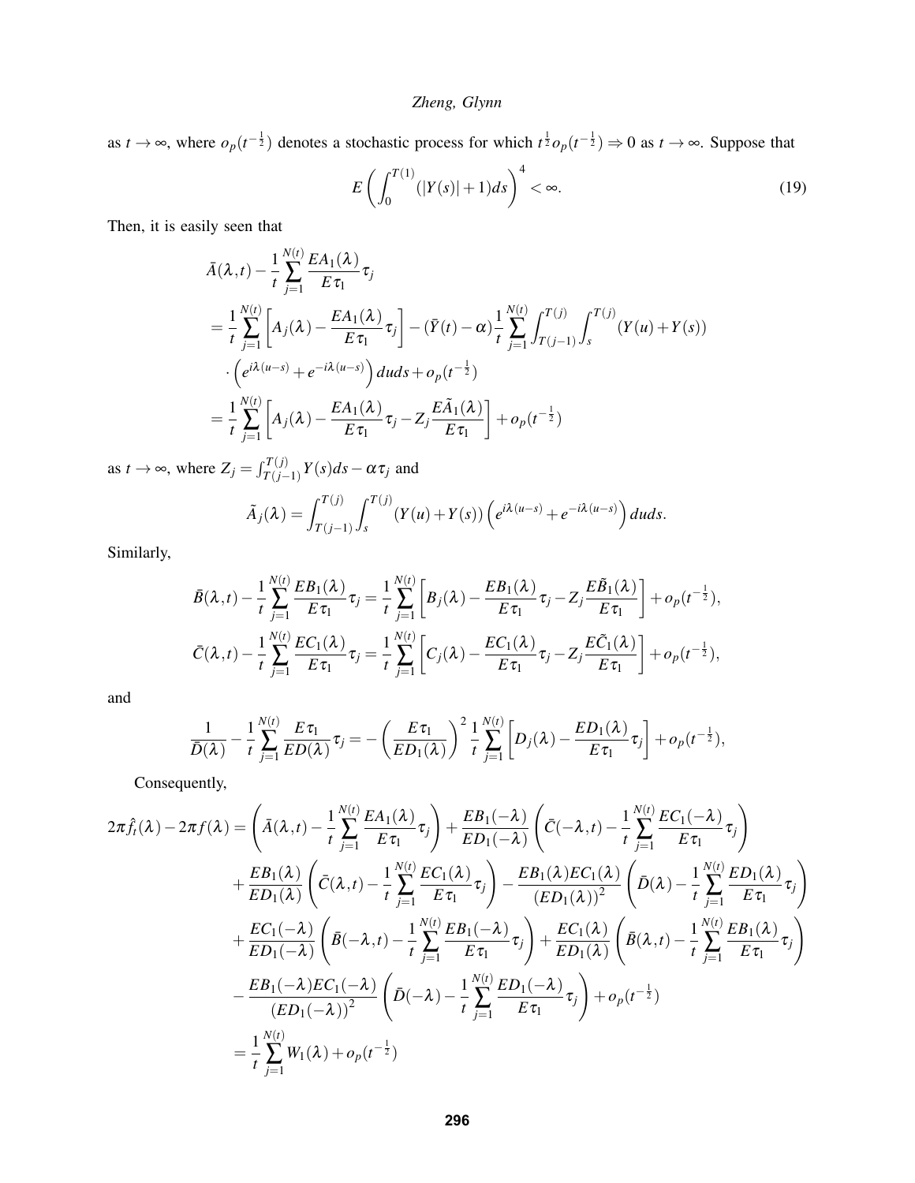as $t \to \infty$, where $o_p(t^{-\frac{1}{2}})$ denotes a stochastic process for which $t^{\frac{1}{2}} o_p(t^{-\frac{1}{2}}) \Rightarrow 0$ as $t \to \infty$. Suppose that

$$E\left(\int_0^{T(1)} (|Y(s)|+1)ds\right)^4 < \infty. \tag{19}$$

Then, it is easily seen that

$$\begin{aligned}
&\bar{A}(\lambda,t) - \frac{1}{t}\sum_{j=1}^{N(t)} \frac{EA_1(\lambda)}{E\tau_1}\tau_j \\
&= \frac{1}{t}\sum_{j=1}^{N(t)}\left[A_j(\lambda) - \frac{EA_1(\lambda)}{E\tau_1}\tau_j\right] - (\bar{Y}(t)-\alpha)\frac{1}{t}\sum_{j=1}^{N(t)}\int_{T(j-1)}^{T(j)}\int_s^{T(j)}(Y(u)+Y(s)) \\
&\quad \cdot\left(e^{i\lambda(u-s)} + e^{-i\lambda(u-s)}\right)duds + o_p(t^{-\frac{1}{2}}) \\
&= \frac{1}{t}\sum_{j=1}^{N(t)}\left[A_j(\lambda) - \frac{EA_1(\lambda)}{E\tau_1}\tau_j - Z_j\frac{E\tilde{A}_1(\lambda)}{E\tau_1}\right] + o_p(t^{-\frac{1}{2}})
\end{aligned}$$

as $t \to \infty$, where $Z_j = \int_{T(j-1)}^{T(j)} Y(s)ds - \alpha\tau_j$ and

$$\tilde{A}_j(\lambda) = \int_{T(j-1)}^{T(j)}\int_s^{T(j)}(Y(u)+Y(s))\left(e^{i\lambda(u-s)} + e^{-i\lambda(u-s)}\right)duds.$$

Similarly,

$$\bar{B}(\lambda,t) - \frac{1}{t}\sum_{j=1}^{N(t)}\frac{EB_1(\lambda)}{E\tau_1}\tau_j = \frac{1}{t}\sum_{j=1}^{N(t)}\left[B_j(\lambda) - \frac{EB_1(\lambda)}{E\tau_1}\tau_j - Z_j\frac{E\tilde{B}_1(\lambda)}{E\tau_1}\right] + o_p(t^{-\frac{1}{2}}),$$

$$\bar{C}(\lambda,t) - \frac{1}{t}\sum_{j=1}^{N(t)}\frac{EC_1(\lambda)}{E\tau_1}\tau_j = \frac{1}{t}\sum_{j=1}^{N(t)}\left[C_j(\lambda) - \frac{EC_1(\lambda)}{E\tau_1}\tau_j - Z_j\frac{E\tilde{C}_1(\lambda)}{E\tau_1}\right] + o_p(t^{-\frac{1}{2}}),$$

and

$$\frac{1}{\bar{D}(\lambda)} - \frac{1}{t}\sum_{j=1}^{N(t)}\frac{E\tau_1}{ED(\lambda)}\tau_j = -\left(\frac{E\tau_1}{ED_1(\lambda)}\right)^2\frac{1}{t}\sum_{j=1}^{N(t)}\left[D_j(\lambda) - \frac{ED_1(\lambda)}{E\tau_1}\tau_j\right] + o_p(t^{-\frac{1}{2}}),$$

Consequently,

$$\begin{aligned}
2\pi\hat{f}_t(\lambda) - 2\pi f(\lambda) &= \left(\bar{A}(\lambda,t) - \frac{1}{t}\sum_{j=1}^{N(t)}\frac{EA_1(\lambda)}{E\tau_1}\tau_j\right) + \frac{EB_1(-\lambda)}{ED_1(-\lambda)}\left(\bar{C}(-\lambda,t) - \frac{1}{t}\sum_{j=1}^{N(t)}\frac{EC_1(-\lambda)}{E\tau_1}\tau_j\right) \\
&\quad + \frac{EB_1(\lambda)}{ED_1(\lambda)}\left(\bar{C}(\lambda,t) - \frac{1}{t}\sum_{j=1}^{N(t)}\frac{EC_1(\lambda)}{E\tau_1}\tau_j\right) - \frac{EB_1(\lambda)EC_1(\lambda)}{(ED_1(\lambda))^2}\left(\bar{D}(\lambda) - \frac{1}{t}\sum_{j=1}^{N(t)}\frac{ED_1(\lambda)}{E\tau_1}\tau_j\right) \\
&\quad + \frac{EC_1(-\lambda)}{ED_1(-\lambda)}\left(\bar{B}(-\lambda,t) - \frac{1}{t}\sum_{j=1}^{N(t)}\frac{EB_1(-\lambda)}{E\tau_1}\tau_j\right) + \frac{EC_1(\lambda)}{ED_1(\lambda)}\left(\bar{B}(\lambda,t) - \frac{1}{t}\sum_{j=1}^{N(t)}\frac{EB_1(\lambda)}{E\tau_1}\tau_j\right) \\
&\quad - \frac{EB_1(-\lambda)EC_1(-\lambda)}{(ED_1(-\lambda))^2}\left(\bar{D}(-\lambda) - \frac{1}{t}\sum_{j=1}^{N(t)}\frac{ED_1(-\lambda)}{E\tau_1}\tau_j\right) + o_p(t^{-\frac{1}{2}}) \\
&= \frac{1}{t}\sum_{j=1}^{N(t)} W_1(\lambda) + o_p(t^{-\frac{1}{2}})
\end{aligned}$$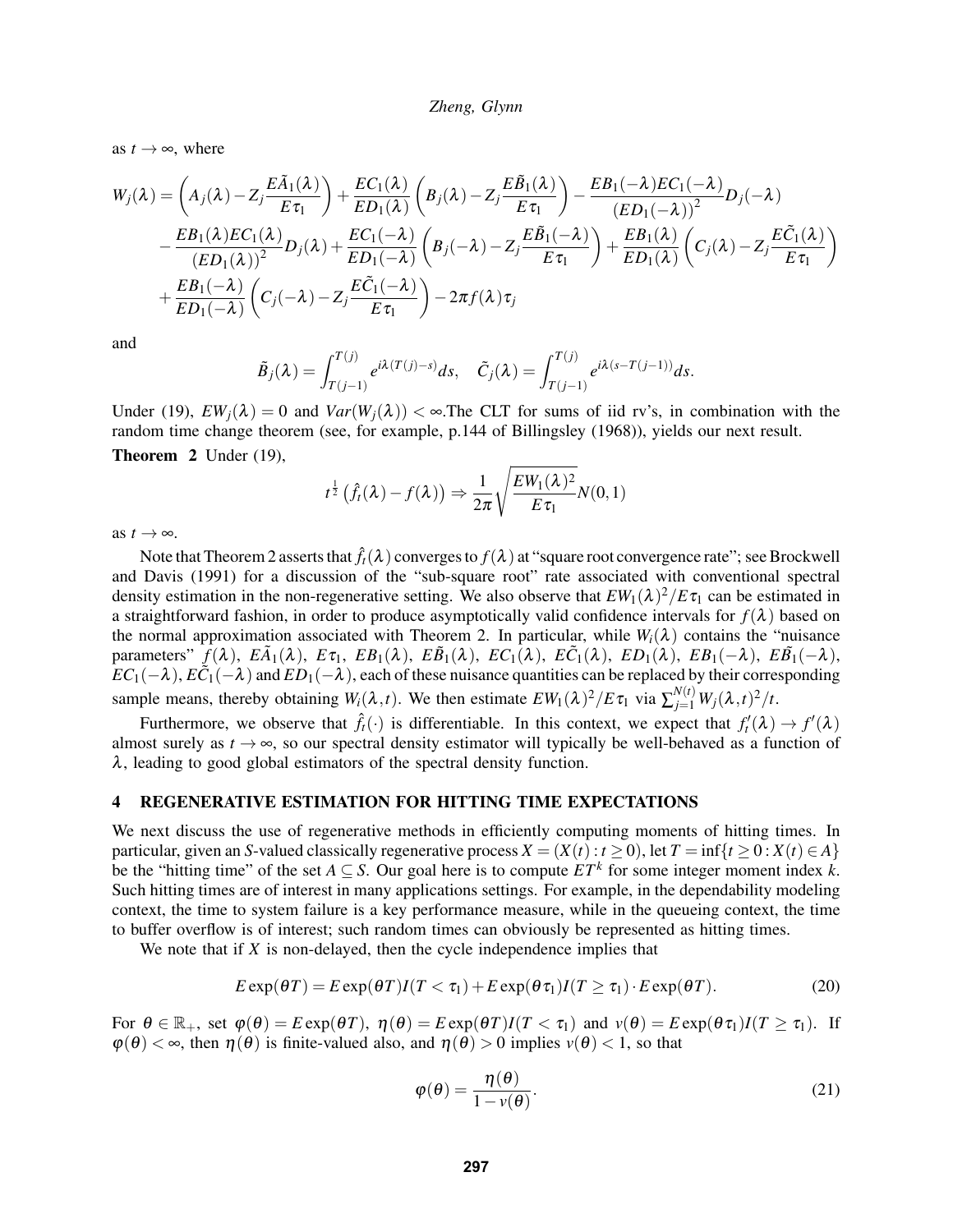as $t \to \infty$, where

$$
\begin{aligned}
W_j(\lambda) = & \left(A_j(\lambda) - Z_j \frac{E\tilde{A}_1(\lambda)}{E\tau_1}\right) + \frac{EC_1(\lambda)}{ED_1(\lambda)}\left(B_j(\lambda) - Z_j \frac{E\tilde{B}_1(\lambda)}{E\tau_1}\right) - \frac{EB_1(-\lambda)EC_1(-\lambda)}{(ED_1(-\lambda))^2} D_j(-\lambda) \\
& - \frac{EB_1(\lambda)EC_1(\lambda)}{(ED_1(\lambda))^2} D_j(\lambda) + \frac{EC_1(-\lambda)}{ED_1(-\lambda)}\left(B_j(-\lambda) - Z_j \frac{E\tilde{B}_1(-\lambda)}{E\tau_1}\right) + \frac{EB_1(\lambda)}{ED_1(\lambda)}\left(C_j(\lambda) - Z_j \frac{E\tilde{C}_1(\lambda)}{E\tau_1}\right) \\
& + \frac{EB_1(-\lambda)}{ED_1(-\lambda)}\left(C_j(-\lambda) - Z_j \frac{E\tilde{C}_1(-\lambda)}{E\tau_1}\right) - 2\pi f(\lambda)\tau_j
\end{aligned}
$$

and

$$
\tilde{B}_j(\lambda) = \int_{T(j-1)}^{T(j)} e^{i\lambda(T(j)-s)} ds, \quad \tilde{C}_j(\lambda) = \int_{T(j-1)}^{T(j)} e^{i\lambda(s-T(j-1))} ds.
$$

Under (19), $EW_j(\lambda) = 0$ and $Var(W_j(\lambda)) < \infty$.The CLT for sums of iid rv's, in combination with the random time change theorem (see, for example, p.144 of Billingsley (1968)), yields our next result.

**Theorem 2** Under (19),

$$
t^{\frac{1}{2}}\left(\hat{f}_t(\lambda) - f(\lambda)\right) \Rightarrow \frac{1}{2\pi}\sqrt{\frac{EW_1(\lambda)^2}{E\tau_1}} N(0,1)
$$

as $t \to \infty$.

Note that Theorem 2 asserts that $\hat{f}_t(\lambda)$ converges to $f(\lambda)$ at "square root convergence rate"; see Brockwell and Davis (1991) for a discussion of the "sub-square root" rate associated with conventional spectral density estimation in the non-regenerative setting. We also observe that $EW_1(\lambda)^2/E\tau_1$ can be estimated in a straightforward fashion, in order to produce asymptotically valid confidence intervals for $f(\lambda)$ based on the normal approximation associated with Theorem 2. In particular, while $W_i(\lambda)$ contains the "nuisance parameters" $f(\lambda)$, $E\tilde{A}_1(\lambda)$, $E\tau_1$, $EB_1(\lambda)$, $E\tilde{B}_1(\lambda)$, $EC_1(\lambda)$, $E\tilde{C}_1(\lambda)$, $ED_1(\lambda)$, $EB_1(-\lambda)$, $E\tilde{B}_1(-\lambda)$, $EC_1(-\lambda)$, $E\tilde{C}_1(-\lambda)$ and $ED_1(-\lambda)$, each of these nuisance quantities can be replaced by their corresponding sample means, thereby obtaining $W_i(\lambda,t)$. We then estimate $EW_1(\lambda)^2/E\tau_1$ via $\sum_{j=1}^{N(t)} W_j(\lambda,t)^2/t$.

Furthermore, we observe that $\hat{f}_t(\cdot)$ is differentiable. In this context, we expect that $f_t'(\lambda) \to f'(\lambda)$ almost surely as $t \to \infty$, so our spectral density estimator will typically be well-behaved as a function of $\lambda$, leading to good global estimators of the spectral density function.

## 4 REGENERATIVE ESTIMATION FOR HITTING TIME EXPECTATIONS

We next discuss the use of regenerative methods in efficiently computing moments of hitting times. In particular, given an $S$-valued classically regenerative process $X = (X(t) : t \geq 0)$, let $T = \inf\{t \geq 0 : X(t) \in A\}$ be the "hitting time" of the set $A \subseteq S$. Our goal here is to compute $ET^k$ for some integer moment index $k$. Such hitting times are of interest in many applications settings. For example, in the dependability modeling context, the time to system failure is a key performance measure, while in the queueing context, the time to buffer overflow is of interest; such random times can obviously be represented as hitting times.

We note that if $X$ is non-delayed, then the cycle independence implies that

$$
E\exp(\theta T) = E\exp(\theta T)I(T < \tau_1) + E\exp(\theta\tau_1)I(T \geq \tau_1) \cdot E\exp(\theta T). \tag{20}
$$

For $\theta \in \mathbb{R}_+$, set $\varphi(\theta) = E\exp(\theta T)$, $\eta(\theta) = E\exp(\theta T)I(T < \tau_1)$ and $v(\theta) = E\exp(\theta\tau_1)I(T \geq \tau_1)$. If $\varphi(\theta) < \infty$, then $\eta(\theta)$ is finite-valued also, and $\eta(\theta) > 0$ implies $v(\theta) < 1$, so that

$$
\varphi(\theta) = \frac{\eta(\theta)}{1 - v(\theta)}. \tag{21}
$$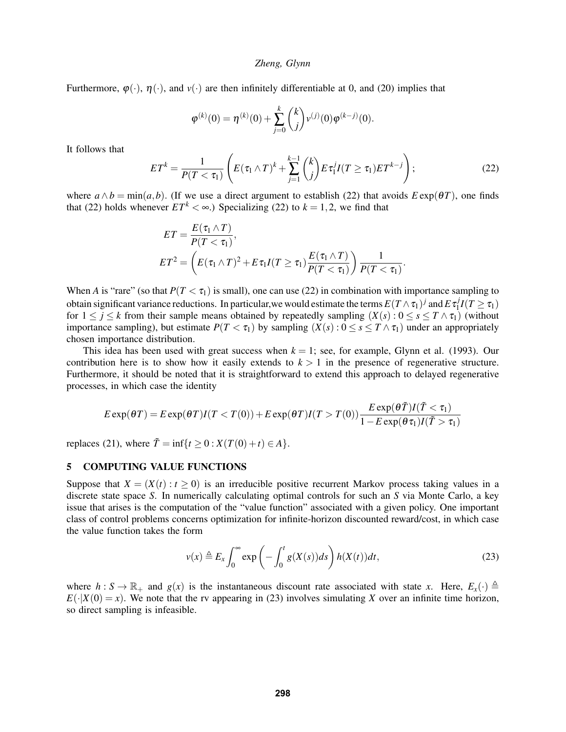Furthermore, $\varphi(\cdot)$, $\eta(\cdot)$, and $v(\cdot)$ are then infinitely differentiable at 0, and (20) implies that

$$\varphi^{(k)}(0) = \eta^{(k)}(0) + \sum_{j=0}^{k} \binom{k}{j} v^{(j)}(0)\varphi^{(k-j)}(0).$$

It follows that

$$ET^k = \frac{1}{P(T<\tau_1)}\left(E(\tau_1 \wedge T)^k + \sum_{j=1}^{k-1}\binom{k}{j} E\tau_1^j I(T \geq \tau_1) ET^{k-j}\right); \tag{22}$$

where $a \wedge b = \min(a,b)$. (If we use a direct argument to establish (22) that avoids $E\exp(\theta T)$, one finds that (22) holds whenever $ET^k < \infty$.) Specializing (22) to $k = 1,2$, we find that

$$\begin{aligned}
ET &= \frac{E(\tau_1 \wedge T)}{P(T<\tau_1)}, \\
ET^2 &= \left(E(\tau_1 \wedge T)^2 + E\tau_1 I(T \geq \tau_1)\frac{E(\tau_1 \wedge T)}{P(T<\tau_1)}\right)\frac{1}{P(T<\tau_1)}.
\end{aligned}$$

When $A$ is "rare" (so that $P(T<\tau_1)$ is small), one can use (22) in combination with importance sampling to obtain significant variance reductions. In particular,we would estimate the terms $E(T\wedge\tau_1)^j$ and $E\tau_1^j I(T \geq \tau_1)$ for $1 \leq j \leq k$ from their sample means obtained by repeatedly sampling $(X(s): 0 \leq s \leq T \wedge \tau_1)$ (without importance sampling), but estimate $P(T<\tau_1)$ by sampling $(X(s): 0 \leq s \leq T \wedge \tau_1)$ under an appropriately chosen importance distribution.

This idea has been used with great success when $k=1$; see, for example, Glynn et al. (1993). Our contribution here is to show how it easily extends to $k>1$ in the presence of regenerative structure. Furthermore, it should be noted that it is straightforward to extend this approach to delayed regenerative processes, in which case the identity

$$E\exp(\theta T) = E\exp(\theta T)I(T<T(0)) + E\exp(\theta T)I(T>T(0))\frac{E\exp(\theta\tilde{T})I(\tilde{T}<\tau_1)}{1-E\exp(\theta\tau_1)I(\tilde{T}>\tau_1)}$$

replaces (21), where $\tilde{T} = \inf\{t \geq 0 : X(T(0)+t) \in A\}$.

## 5 COMPUTING VALUE FUNCTIONS

Suppose that $X = (X(t): t \geq 0)$ is an irreducible positive recurrent Markov process taking values in a discrete state space $S$. In numerically calculating optimal controls for such an $S$ via Monte Carlo, a key issue that arises is the computation of the "value function" associated with a given policy. One important class of control problems concerns optimization for infinite-horizon discounted reward/cost, in which case the value function takes the form

$$v(x) \triangleq E_x \int_0^\infty \exp\left(-\int_0^t g(X(s))ds\right)h(X(t))dt, \tag{23}$$

where $h: S \to \mathbb{R}_+$ and $g(x)$ is the instantaneous discount rate associated with state $x$. Here, $E_x(\cdot) \triangleq E(\cdot|X(0)=x)$. We note that the rv appearing in (23) involves simulating $X$ over an infinite time horizon, so direct sampling is infeasible.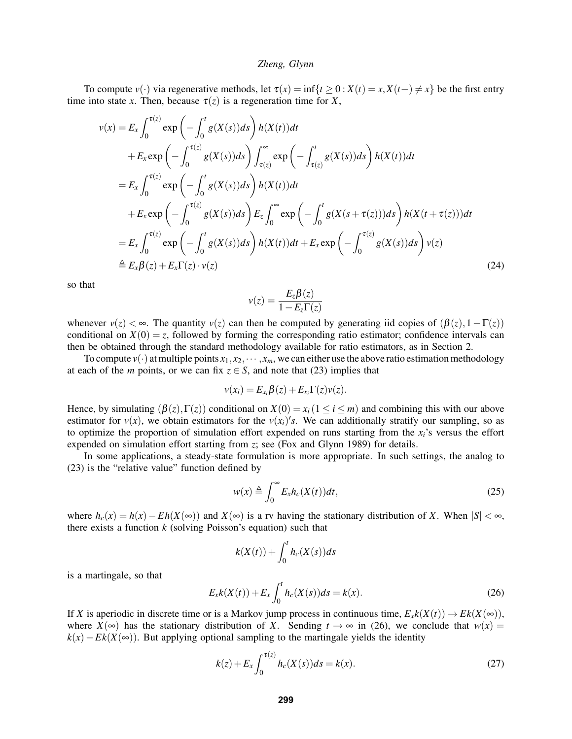To compute $v(\cdot)$ via regenerative methods, let $\tau(x) = \inf\{t \geq 0 : X(t) = x, X(t-) \neq x\}$ be the first entry time into state $x$. Then, because $\tau(z)$ is a regeneration time for $X$,

$$
\begin{aligned}
v(x) &= E_x \int_0^{\tau(z)} \exp\left(-\int_0^t g(X(s))ds\right) h(X(t))dt \\
&\quad + E_x \exp\left(-\int_0^{\tau(z)} g(X(s))ds\right) \int_{\tau(z)}^{\infty} \exp\left(-\int_{\tau(z)}^t g(X(s))ds\right) h(X(t))dt \\
&= E_x \int_0^{\tau(z)} \exp\left(-\int_0^t g(X(s))ds\right) h(X(t))dt \\
&\quad + E_x \exp\left(-\int_0^{\tau(z)} g(X(s))ds\right) E_z \int_0^{\infty} \exp\left(-\int_0^t g(X(s+\tau(z)))ds\right) h(X(t+\tau(z)))dt \\
&= E_x \int_0^{\tau(z)} \exp\left(-\int_0^t g(X(s))ds\right) h(X(t))dt + E_x \exp\left(-\int_0^{\tau(z)} g(X(s))ds\right) v(z) \\
&\triangleq E_x\beta(z) + E_x\Gamma(z) \cdot v(z)
\end{aligned}
\tag{24}
$$

so that

$$
v(z) = \frac{E_z\beta(z)}{1 - E_z\Gamma(z)}
$$

whenever $v(z) < \infty$. The quantity $v(z)$ can then be computed by generating iid copies of $(\beta(z), 1 - \Gamma(z))$ conditional on $X(0) = z$, followed by forming the corresponding ratio estimator; confidence intervals can then be obtained through the standard methodology available for ratio estimators, as in Section 2.

To compute $v(\cdot)$ at multiple points $x_1, x_2, \cdots, x_m$, we can either use the above ratio estimation methodology at each of the $m$ points, or we can fix $z \in S$, and note that (23) implies that

$$
v(x_i) = E_{x_i}\beta(z) + E_{x_i}\Gamma(z)v(z).
$$

Hence, by simulating $(\beta(z), \Gamma(z))$ conditional on $X(0) = x_i$ $(1 \leq i \leq m)$ and combining this with our above estimator for $v(x)$, we obtain estimators for the $v(x_i)'s$. We can additionally stratify our sampling, so as to optimize the proportion of simulation effort expended on runs starting from the $x_i$'s versus the effort expended on simulation effort starting from $z$; see (Fox and Glynn 1989) for details.

In some applications, a steady-state formulation is more appropriate. In such settings, the analog to (23) is the "relative value" function defined by

$$
w(x) \triangleq \int_0^{\infty} E_x h_c(X(t))dt, \tag{25}
$$

where $h_c(x) = h(x) - Eh(X(\infty))$ and $X(\infty)$ is a rv having the stationary distribution of $X$. When $|S| < \infty$, there exists a function $k$ (solving Poisson's equation) such that

$$
k(X(t)) + \int_0^t h_c(X(s))ds
$$

is a martingale, so that

$$
E_x k(X(t)) + E_x \int_0^t h_c(X(s))ds = k(x). \tag{26}
$$

If $X$ is aperiodic in discrete time or is a Markov jump process in continuous time, $E_x k(X(t)) \to Ek(X(\infty))$, where $X(\infty)$ has the stationary distribution of $X$. Sending $t \to \infty$ in (26), we conclude that $w(x) = k(x) - Ek(X(\infty))$. But applying optional sampling to the martingale yields the identity

$$
k(z) + E_x \int_0^{\tau(z)} h_c(X(s))ds = k(x). \tag{27}
$$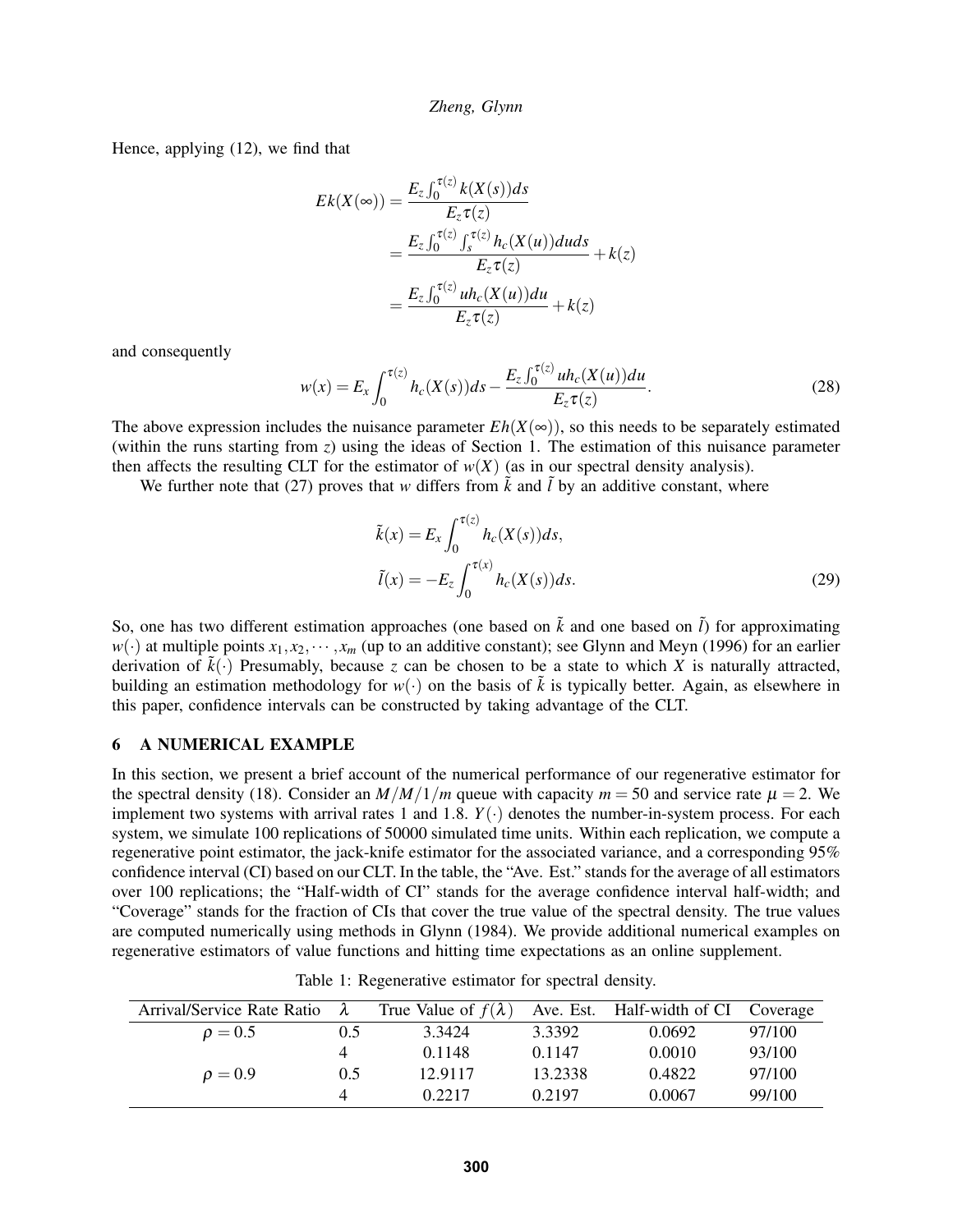Hence, applying (12), we find that

$$
\begin{aligned}
Ek(X(\infty)) &= \frac{E_z \int_0^{\tau(z)} k(X(s))ds}{E_z \tau(z)} \\
&= \frac{E_z \int_0^{\tau(z)} \int_s^{\tau(z)} h_c(X(u))duds}{E_z \tau(z)} + k(z) \\
&= \frac{E_z \int_0^{\tau(z)} u h_c(X(u))du}{E_z \tau(z)} + k(z)
\end{aligned}
$$

and consequently

$$
w(x) = E_x \int_0^{\tau(z)} h_c(X(s))ds - \frac{E_z \int_0^{\tau(z)} u h_c(X(u))du}{E_z \tau(z)}. \tag{28}
$$

The above expression includes the nuisance parameter $Eh(X(\infty))$, so this needs to be separately estimated (within the runs starting from $z$) using the ideas of Section 1. The estimation of this nuisance parameter then affects the resulting CLT for the estimator of $w(X)$ (as in our spectral density analysis).

We further note that (27) proves that $w$ differs from $\tilde{k}$ and $\tilde{l}$ by an additive constant, where

$$
\begin{aligned}
\tilde{k}(x) &= E_x \int_0^{\tau(z)} h_c(X(s))ds, \\
\tilde{l}(x) &= -E_z \int_0^{\tau(x)} h_c(X(s))ds.
\end{aligned} \tag{29}
$$

So, one has two different estimation approaches (one based on $\tilde{k}$ and one based on $\tilde{l}$) for approximating $w(\cdot)$ at multiple points $x_1, x_2, \cdots, x_m$ (up to an additive constant); see Glynn and Meyn (1996) for an earlier derivation of $\tilde{k}(\cdot)$ Presumably, because $z$ can be chosen to be a state to which $X$ is naturally attracted, building an estimation methodology for $w(\cdot)$ on the basis of $\tilde{k}$ is typically better. Again, as elsewhere in this paper, confidence intervals can be constructed by taking advantage of the CLT.

## 6 A NUMERICAL EXAMPLE

In this section, we present a brief account of the numerical performance of our regenerative estimator for the spectral density (18). Consider an $M/M/1/m$ queue with capacity $m = 50$ and service rate $\mu = 2$. We implement two systems with arrival rates 1 and 1.8. $Y(\cdot)$ denotes the number-in-system process. For each system, we simulate 100 replications of 50000 simulated time units. Within each replication, we compute a regenerative point estimator, the jack-knife estimator for the associated variance, and a corresponding 95% confidence interval (CI) based on our CLT. In the table, the "Ave. Est." stands for the average of all estimators over 100 replications; the "Half-width of CI" stands for the average confidence interval half-width; and "Coverage" stands for the fraction of CIs that cover the true value of the spectral density. The true values are computed numerically using methods in Glynn (1984). We provide additional numerical examples on regenerative estimators of value functions and hitting time expectations as an online supplement.

Table 1: Regenerative estimator for spectral density.

| Arrival/Service Rate Ratio | $\lambda$ | True Value of $f(\lambda)$ | Ave. Est. | Half-width of CI | Coverage |
|---|---|---|---|---|---|
| $\rho = 0.5$ | 0.5 | 3.3424 | 3.3392 | 0.0692 | 97/100 |
| | 4 | 0.1148 | 0.1147 | 0.0010 | 93/100 |
| $\rho = 0.9$ | 0.5 | 12.9117 | 13.2338 | 0.4822 | 97/100 |
| | 4 | 0.2217 | 0.2197 | 0.0067 | 99/100 |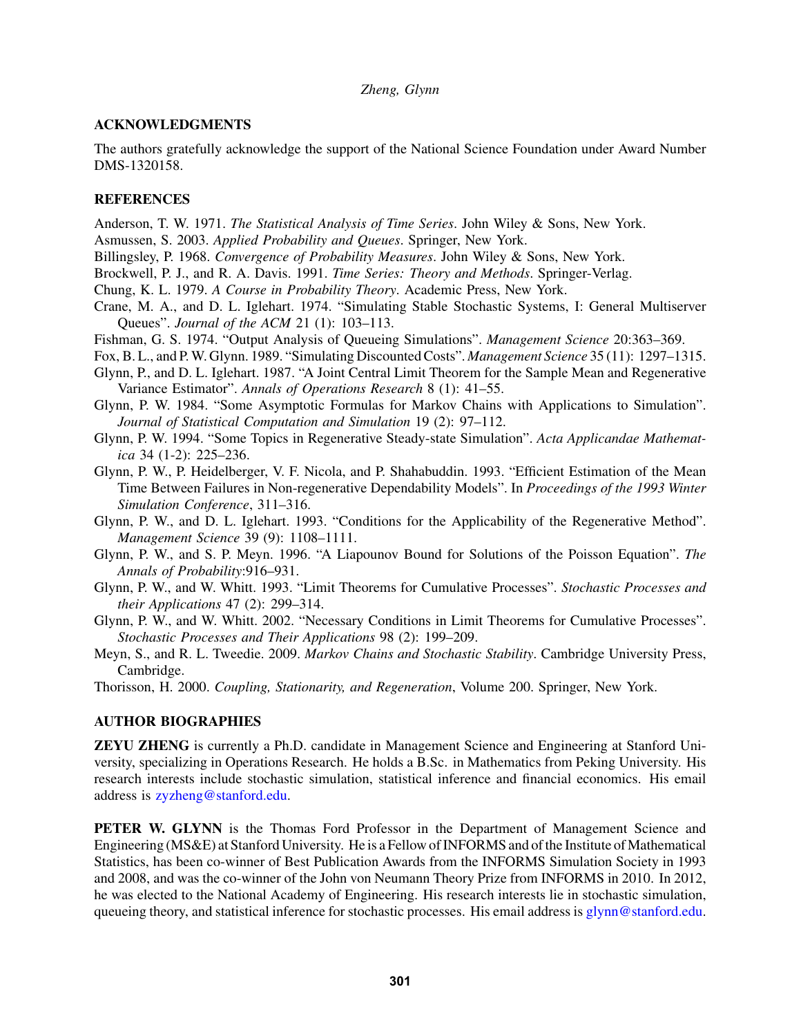## ACKNOWLEDGMENTS

The authors gratefully acknowledge the support of the National Science Foundation under Award Number DMS-1320158.

## REFERENCES

Anderson, T. W. 1971. *The Statistical Analysis of Time Series*. John Wiley & Sons, New York.

Asmussen, S. 2003. *Applied Probability and Queues*. Springer, New York.

Billingsley, P. 1968. *Convergence of Probability Measures*. John Wiley & Sons, New York.

Brockwell, P. J., and R. A. Davis. 1991. *Time Series: Theory and Methods*. Springer-Verlag.

Chung, K. L. 1979. *A Course in Probability Theory*. Academic Press, New York.

Crane, M. A., and D. L. Iglehart. 1974. "Simulating Stable Stochastic Systems, I: General Multiserver Queues". *Journal of the ACM* 21 (1): 103–113.

Fishman, G. S. 1974. "Output Analysis of Queueing Simulations". *Management Science* 20:363–369.

Fox, B. L., and P. W. Glynn. 1989. "Simulating Discounted Costs". *Management Science* 35 (11): 1297–1315.

Glynn, P., and D. L. Iglehart. 1987. "A Joint Central Limit Theorem for the Sample Mean and Regenerative Variance Estimator". *Annals of Operations Research* 8 (1): 41–55.

Glynn, P. W. 1984. "Some Asymptotic Formulas for Markov Chains with Applications to Simulation". *Journal of Statistical Computation and Simulation* 19 (2): 97–112.

Glynn, P. W. 1994. "Some Topics in Regenerative Steady-state Simulation". *Acta Applicandae Mathematica* 34 (1-2): 225–236.

Glynn, P. W., P. Heidelberger, V. F. Nicola, and P. Shahabuddin. 1993. "Efficient Estimation of the Mean Time Between Failures in Non-regenerative Dependability Models". In *Proceedings of the 1993 Winter Simulation Conference*, 311–316.

Glynn, P. W., and D. L. Iglehart. 1993. "Conditions for the Applicability of the Regenerative Method". *Management Science* 39 (9): 1108–1111.

Glynn, P. W., and S. P. Meyn. 1996. "A Liapounov Bound for Solutions of the Poisson Equation". *The Annals of Probability*:916–931.

Glynn, P. W., and W. Whitt. 1993. "Limit Theorems for Cumulative Processes". *Stochastic Processes and their Applications* 47 (2): 299–314.

Glynn, P. W., and W. Whitt. 2002. "Necessary Conditions in Limit Theorems for Cumulative Processes". *Stochastic Processes and Their Applications* 98 (2): 199–209.

Meyn, S., and R. L. Tweedie. 2009. *Markov Chains and Stochastic Stability*. Cambridge University Press, Cambridge.

Thorisson, H. 2000. *Coupling, Stationarity, and Regeneration*, Volume 200. Springer, New York.

## AUTHOR BIOGRAPHIES

**ZEYU ZHENG** is currently a Ph.D. candidate in Management Science and Engineering at Stanford University, specializing in Operations Research. He holds a B.Sc. in Mathematics from Peking University. His research interests include stochastic simulation, statistical inference and financial economics. His email address is zyzheng@stanford.edu.

**PETER W. GLYNN** is the Thomas Ford Professor in the Department of Management Science and Engineering (MS&E) at Stanford University. He is a Fellow of INFORMS and of the Institute of Mathematical Statistics, has been co-winner of Best Publication Awards from the INFORMS Simulation Society in 1993 and 2008, and was the co-winner of the John von Neumann Theory Prize from INFORMS in 2010. In 2012, he was elected to the National Academy of Engineering. His research interests lie in stochastic simulation, queueing theory, and statistical inference for stochastic processes. His email address is glynn@stanford.edu.